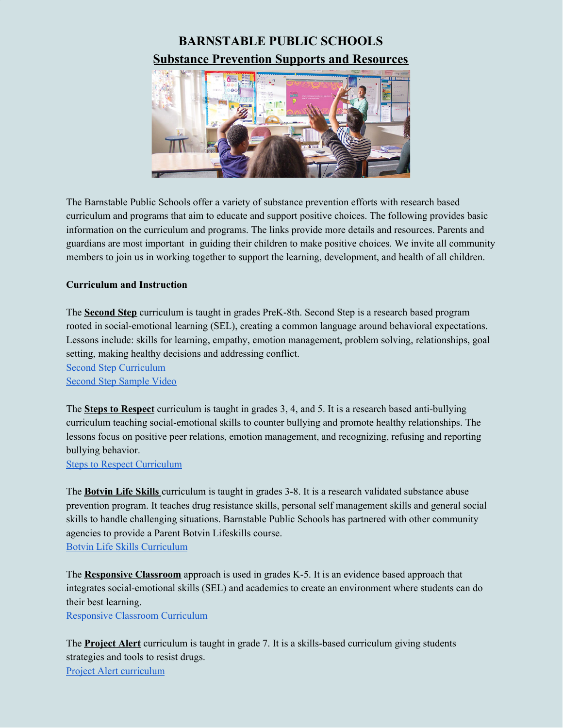# BARNSTABLE PUBLIC SCHOOLS

## Substance Prevention Supports and Resources

The Barnstable Public Schools offer a variety of substance prevention efforts with research based curriculum and programs that aim to educate and support positive choices. The following provides basic information on the curriculum and programs. The links provide more details and resources. Parents and guardians are most important in guiding their children to make positive choices. We invite all community members to join us in working together to support the learning, development, and health of all children.

**Curriculum and Instruction**

The **Second Step** curriculum is taught in grades PreK-8th. Second Step is a research based program rooted in social-emotional learning (SEL), creating a common language around behavioral expectations. Lessons include: skills for learning, empathy, emotion management, problem solving, relationships, goal setting, making healthy decisions and addressing conflict.
Second Step Curriculum
Second Step Sample Video

The **Steps to Respect** curriculum is taught in grades 3, 4, and 5. It is a research based anti-bullying curriculum teaching social-emotional skills to counter bullying and promote healthy relationships. The lessons focus on positive peer relations, emotion management, and recognizing, refusing and reporting bullying behavior.
Steps to Respect Curriculum

The **Botvin Life Skills** curriculum is taught in grades 3-8. It is a research validated substance abuse prevention program. It teaches drug resistance skills, personal self management skills and general social skills to handle challenging situations. Barnstable Public Schools has partnered with other community agencies to provide a Parent Botvin Lifeskills course.
Botvin Life Skills Curriculum

The **Responsive Classroom** approach is used in grades K-5. It is an evidence based approach that integrates social-emotional skills (SEL) and academics to create an environment where students can do their best learning.
Responsive Classroom Curriculum

The **Project Alert** curriculum is taught in grade 7. It is a skills-based curriculum giving students strategies and tools to resist drugs.
Project Alert curriculum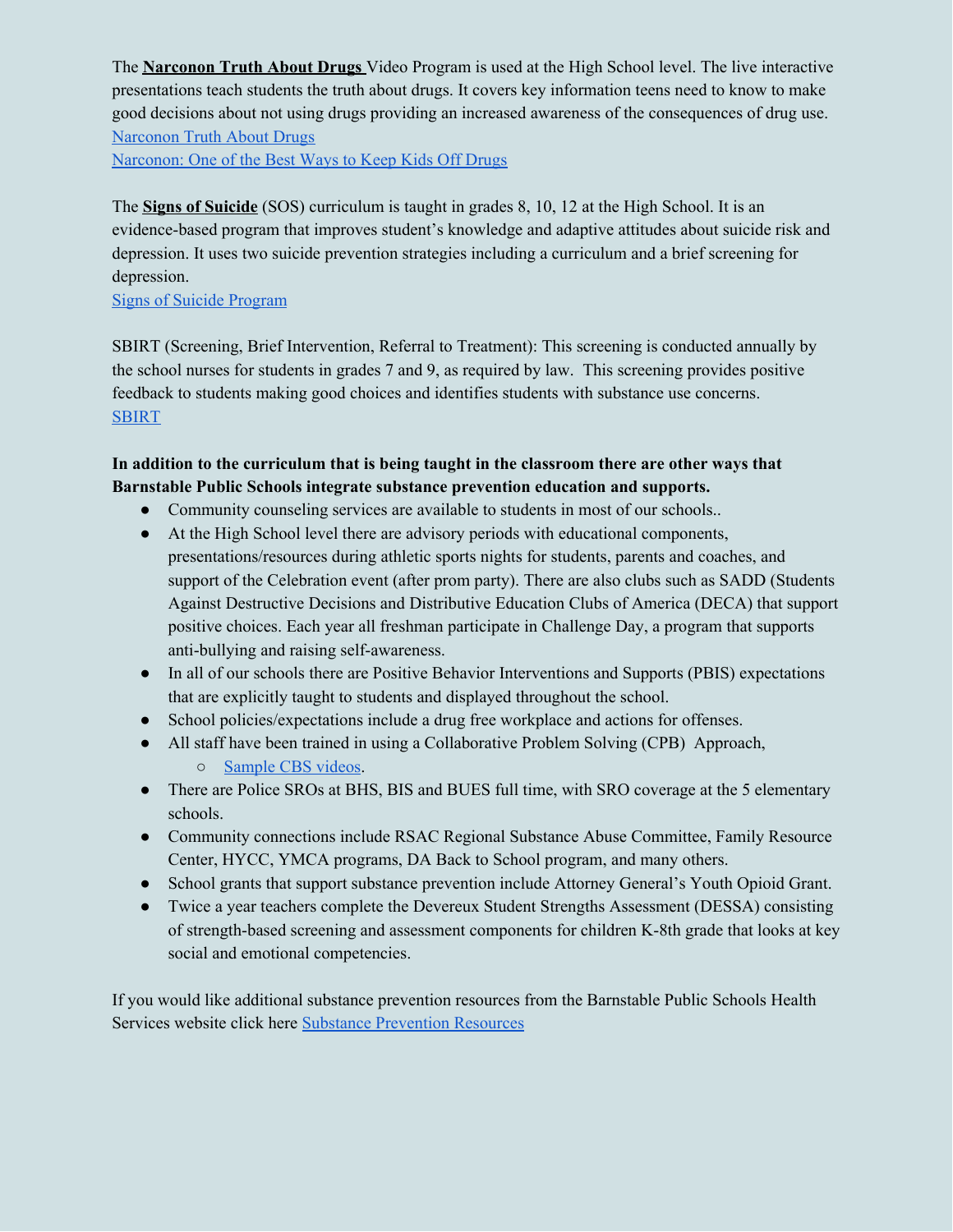The **Narconon Truth About Drugs** Video Program is used at the High School level. The live interactive presentations teach students the truth about drugs. It covers key information teens need to know to make good decisions about not using drugs providing an increased awareness of the consequences of drug use.
Narconon Truth About Drugs
Narconon: One of the Best Ways to Keep Kids Off Drugs

The **Signs of Suicide** (SOS) curriculum is taught in grades 8, 10, 12 at the High School. It is an evidence-based program that improves student's knowledge and adaptive attitudes about suicide risk and depression. It uses two suicide prevention strategies including a curriculum and a brief screening for depression.
Signs of Suicide Program

SBIRT (Screening, Brief Intervention, Referral to Treatment): This screening is conducted annually by the school nurses for students in grades 7 and 9, as required by law. This screening provides positive feedback to students making good choices and identifies students with substance use concerns.
SBIRT

**In addition to the curriculum that is being taught in the classroom there are other ways that Barnstable Public Schools integrate substance prevention education and supports.**

- Community counseling services are available to students in most of our schools..
- At the High School level there are advisory periods with educational components, presentations/resources during athletic sports nights for students, parents and coaches, and support of the Celebration event (after prom party). There are also clubs such as SADD (Students Against Destructive Decisions and Distributive Education Clubs of America (DECA) that support positive choices. Each year all freshman participate in Challenge Day, a program that supports anti-bullying and raising self-awareness.
- In all of our schools there are Positive Behavior Interventions and Supports (PBIS) expectations that are explicitly taught to students and displayed throughout the school.
- School policies/expectations include a drug free workplace and actions for offenses.
- All staff have been trained in using a Collaborative Problem Solving (CPB) Approach,
  - Sample CBS videos.
- There are Police SROs at BHS, BIS and BUES full time, with SRO coverage at the 5 elementary schools.
- Community connections include RSAC Regional Substance Abuse Committee, Family Resource Center, HYCC, YMCA programs, DA Back to School program, and many others.
- School grants that support substance prevention include Attorney General's Youth Opioid Grant.
- Twice a year teachers complete the Devereux Student Strengths Assessment (DESSA) consisting of strength-based screening and assessment components for children K-8th grade that looks at key social and emotional competencies.

If you would like additional substance prevention resources from the Barnstable Public Schools Health Services website click here Substance Prevention Resources